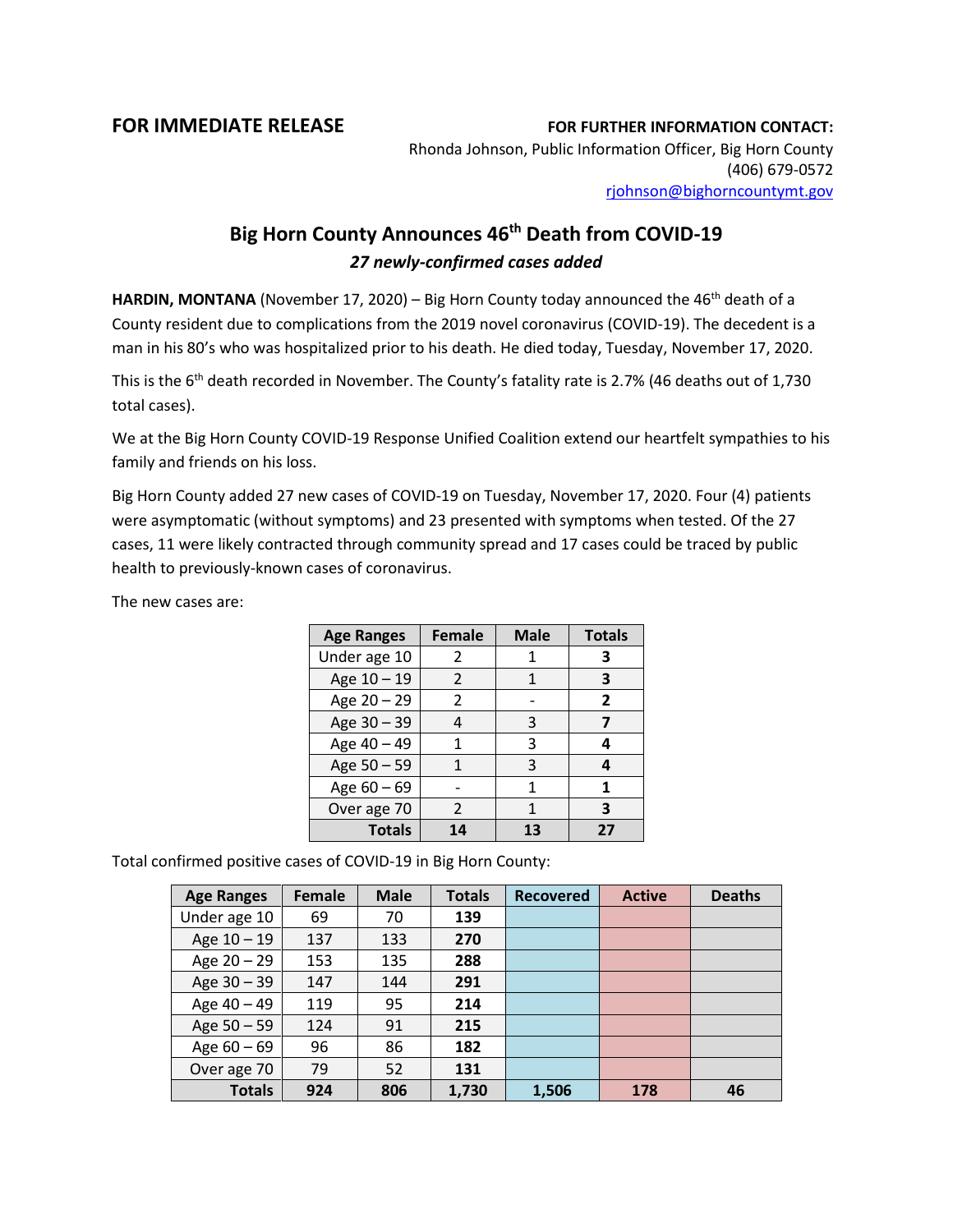**FOR IMMEDIATE RELEASE**

**FOR FURTHER INFORMATION CONTACT:**
Rhonda Johnson, Public Information Officer, Big Horn County
(406) 679-0572
rjohnson@bighorncountymt.gov

# Big Horn County Announces 46th Death from COVID-19

***27 newly-confirmed cases added***

**HARDIN, MONTANA** (November 17, 2020) – Big Horn County today announced the 46th death of a County resident due to complications from the 2019 novel coronavirus (COVID-19). The decedent is a man in his 80's who was hospitalized prior to his death. He died today, Tuesday, November 17, 2020.

This is the 6th death recorded in November. The County's fatality rate is 2.7% (46 deaths out of 1,730 total cases).

We at the Big Horn County COVID-19 Response Unified Coalition extend our heartfelt sympathies to his family and friends on his loss.

Big Horn County added 27 new cases of COVID-19 on Tuesday, November 17, 2020. Four (4) patients were asymptomatic (without symptoms) and 23 presented with symptoms when tested. Of the 27 cases, 11 were likely contracted through community spread and 17 cases could be traced by public health to previously-known cases of coronavirus.

The new cases are:

| Age Ranges | Female | Male | Totals |
|---|---|---|---|
| Under age 10 | 2 | 1 | **3** |
| Age 10 – 19 | 2 | 1 | **3** |
| Age 20 – 29 | 2 | - | **2** |
| Age 30 – 39 | 4 | 3 | **7** |
| Age 40 – 49 | 1 | 3 | **4** |
| Age 50 – 59 | 1 | 3 | **4** |
| Age 60 – 69 | - | 1 | **1** |
| Over age 70 | 2 | 1 | **3** |
| **Totals** | **14** | **13** | **27** |

Total confirmed positive cases of COVID-19 in Big Horn County:

| Age Ranges | Female | Male | Totals | Recovered | Active | Deaths |
|---|---|---|---|---|---|---|
| Under age 10 | 69 | 70 | **139** | | | |
| Age 10 – 19 | 137 | 133 | **270** | | | |
| Age 20 – 29 | 153 | 135 | **288** | | | |
| Age 30 – 39 | 147 | 144 | **291** | | | |
| Age 40 – 49 | 119 | 95 | **214** | | | |
| Age 50 – 59 | 124 | 91 | **215** | | | |
| Age 60 – 69 | 96 | 86 | **182** | | | |
| Over age 70 | 79 | 52 | **131** | | | |
| **Totals** | **924** | **806** | **1,730** | **1,506** | **178** | **46** |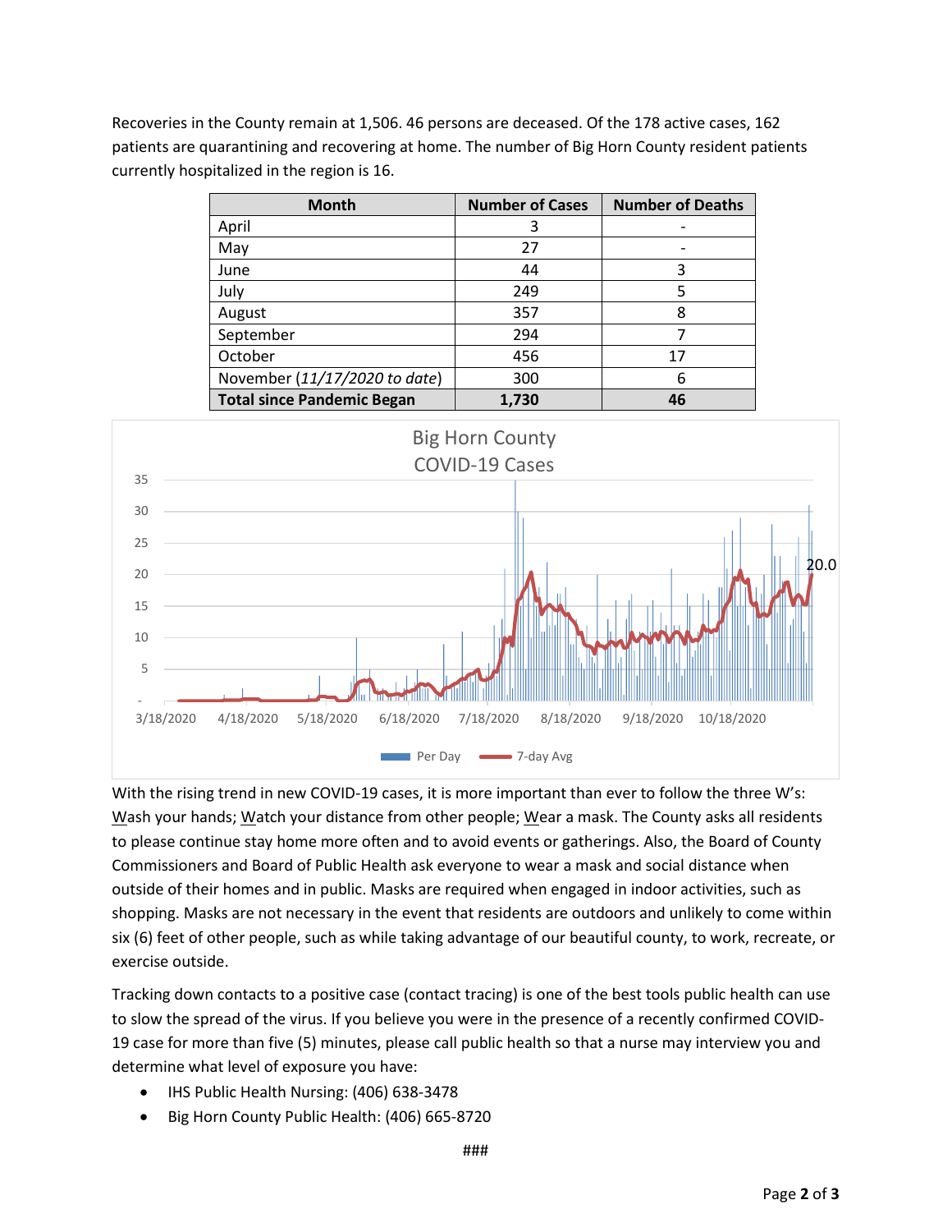Recoveries in the County remain at 1,506. 46 persons are deceased. Of the 178 active cases, 162 patients are quarantining and recovering at home. The number of Big Horn County resident patients currently hospitalized in the region is 16.

| Month | Number of Cases | Number of Deaths |
|---|---|---|
| April | 3 | - |
| May | 27 | - |
| June | 44 | 3 |
| July | 249 | 5 |
| August | 357 | 8 |
| September | 294 | 7 |
| October | 456 | 17 |
| November (*11/17/2020 to date*) | 300 | 6 |
| **Total since Pandemic Began** | **1,730** | **46** |

With the rising trend in new COVID-19 cases, it is more important than ever to follow the three W's: Wash your hands; Watch your distance from other people; Wear a mask. The County asks all residents to please continue stay home more often and to avoid events or gatherings. Also, the Board of County Commissioners and Board of Public Health ask everyone to wear a mask and social distance when outside of their homes and in public. Masks are required when engaged in indoor activities, such as shopping. Masks are not necessary in the event that residents are outdoors and unlikely to come within six (6) feet of other people, such as while taking advantage of our beautiful county, to work, recreate, or exercise outside.

Tracking down contacts to a positive case (contact tracing) is one of the best tools public health can use to slow the spread of the virus. If you believe you were in the presence of a recently confirmed COVID-19 case for more than five (5) minutes, please call public health so that a nurse may interview you and determine what level of exposure you have:

- IHS Public Health Nursing: (406) 638-3478
- Big Horn County Public Health: (406) 665-8720

###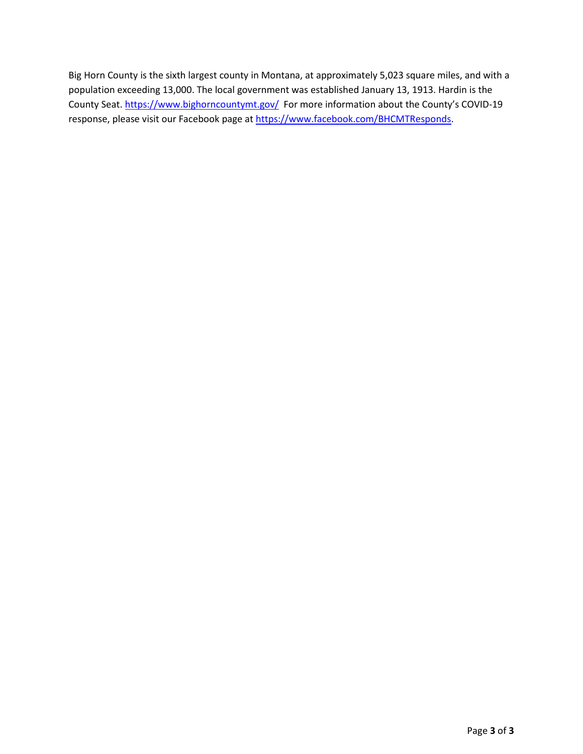Big Horn County is the sixth largest county in Montana, at approximately 5,023 square miles, and with a population exceeding 13,000. The local government was established January 13, 1913. Hardin is the County Seat. https://www.bighorncountymt.gov/ For more information about the County's COVID-19 response, please visit our Facebook page at https://www.facebook.com/BHCMTResponds.